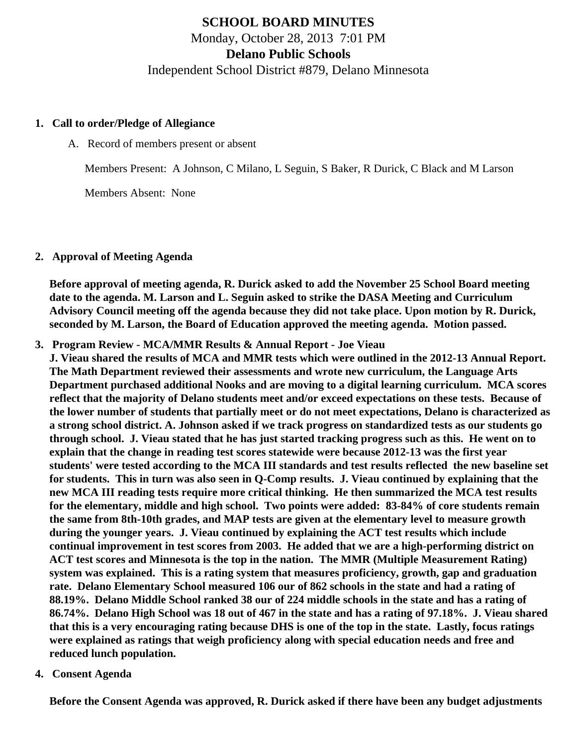# SCHOOL BOARD MINUTES

Monday, October 28, 2013 7:01 PM

**Delano Public Schools**

Independent School District #879, Delano Minnesota

1. **Call to order/Pledge of Allegiance**

   A. Record of members present or absent

   Members Present: A Johnson, C Milano, L Seguin, S Baker, R Durick, C Black and M Larson

   Members Absent: None

2. **Approval of Meeting Agenda**

   **Before approval of meeting agenda, R. Durick asked to add the November 25 School Board meeting date to the agenda. M. Larson and L. Seguin asked to strike the DASA Meeting and Curriculum Advisory Council meeting off the agenda because they did not take place. Upon motion by R. Durick, seconded by M. Larson, the Board of Education approved the meeting agenda. Motion passed.**

3. **Program Review - MCA/MMR Results & Annual Report - Joe Vieau**

   **J. Vieau shared the results of MCA and MMR tests which were outlined in the 2012-13 Annual Report. The Math Department reviewed their assessments and wrote new curriculum, the Language Arts Department purchased additional Nooks and are moving to a digital learning curriculum. MCA scores reflect that the majority of Delano students meet and/or exceed expectations on these tests. Because of the lower number of students that partially meet or do not meet expectations, Delano is characterized as a strong school district. A. Johnson asked if we track progress on standardized tests as our students go through school. J. Vieau stated that he has just started tracking progress such as this. He went on to explain that the change in reading test scores statewide were because 2012-13 was the first year students' were tested according to the MCA III standards and test results reflected the new baseline set for students. This in turn was also seen in Q-Comp results. J. Vieau continued by explaining that the new MCA III reading tests require more critical thinking. He then summarized the MCA test results for the elementary, middle and high school. Two points were added: 83-84% of core students remain the same from 8th-10th grades, and MAP tests are given at the elementary level to measure growth during the younger years. J. Vieau continued by explaining the ACT test results which include continual improvement in test scores from 2003. He added that we are a high-performing district on ACT test scores and Minnesota is the top in the nation. The MMR (Multiple Measurement Rating) system was explained. This is a rating system that measures proficiency, growth, gap and graduation rate. Delano Elementary School measured 106 our of 862 schools in the state and had a rating of 88.19%. Delano Middle School ranked 38 our of 224 middle schools in the state and has a rating of 86.74%. Delano High School was 18 out of 467 in the state and has a rating of 97.18%. J. Vieau shared that this is a very encouraging rating because DHS is one of the top in the state. Lastly, focus ratings were explained as ratings that weigh proficiency along with special education needs and free and reduced lunch population.**

4. **Consent Agenda**

   **Before the Consent Agenda was approved, R. Durick asked if there have been any budget adjustments**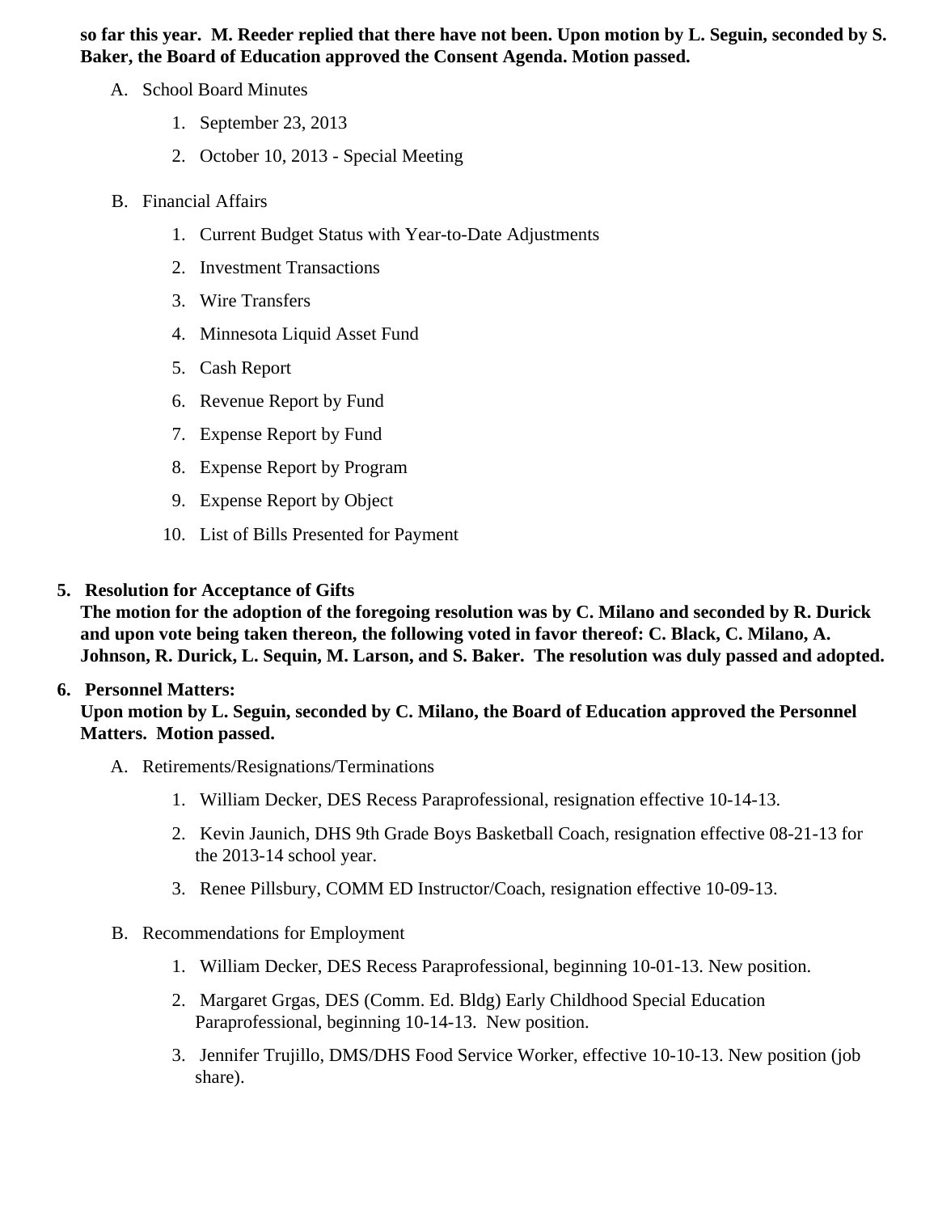**so far this year. M. Reeder replied that there have not been. Upon motion by L. Seguin, seconded by S. Baker, the Board of Education approved the Consent Agenda. Motion passed.**

A. School Board Minutes

1. September 23, 2013
2. October 10, 2013 - Special Meeting

B. Financial Affairs

1. Current Budget Status with Year-to-Date Adjustments
2. Investment Transactions
3. Wire Transfers
4. Minnesota Liquid Asset Fund
5. Cash Report
6. Revenue Report by Fund
7. Expense Report by Fund
8. Expense Report by Program
9. Expense Report by Object
10. List of Bills Presented for Payment

5. **Resolution for Acceptance of Gifts**
**The motion for the adoption of the foregoing resolution was by C. Milano and seconded by R. Durick and upon vote being taken thereon, the following voted in favor thereof: C. Black, C. Milano, A. Johnson, R. Durick, L. Sequin, M. Larson, and S. Baker. The resolution was duly passed and adopted.**

6. **Personnel Matters:**
**Upon motion by L. Seguin, seconded by C. Milano, the Board of Education approved the Personnel Matters. Motion passed.**

A. Retirements/Resignations/Terminations

1. William Decker, DES Recess Paraprofessional, resignation effective 10-14-13.
2. Kevin Jaunich, DHS 9th Grade Boys Basketball Coach, resignation effective 08-21-13 for the 2013-14 school year.
3. Renee Pillsbury, COMM ED Instructor/Coach, resignation effective 10-09-13.

B. Recommendations for Employment

1. William Decker, DES Recess Paraprofessional, beginning 10-01-13. New position.
2. Margaret Grgas, DES (Comm. Ed. Bldg) Early Childhood Special Education Paraprofessional, beginning 10-14-13. New position.
3. Jennifer Trujillo, DMS/DHS Food Service Worker, effective 10-10-13. New position (job share).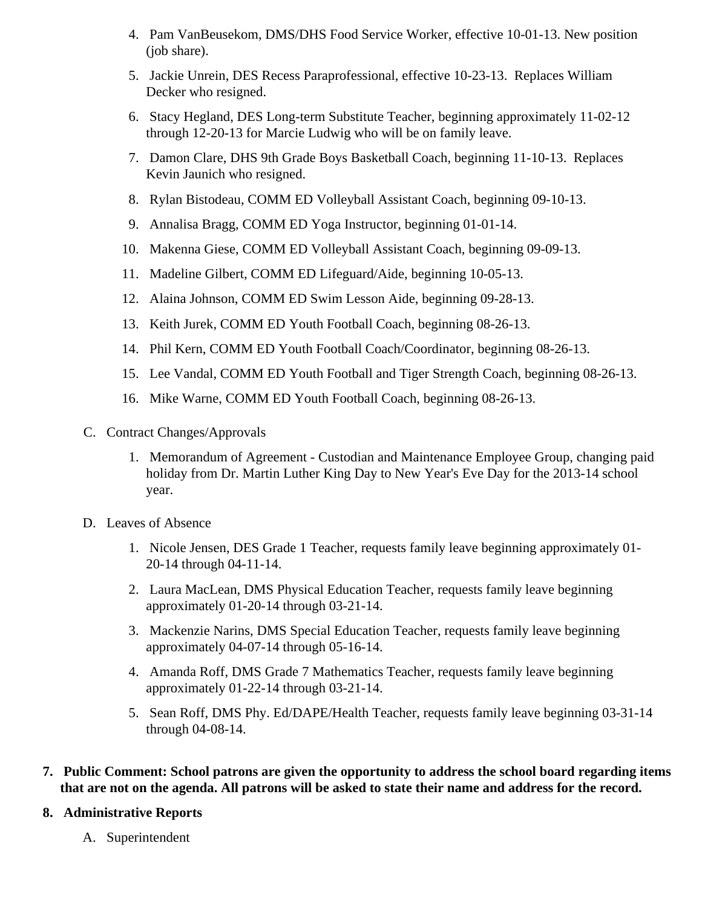4. Pam VanBeusekom, DMS/DHS Food Service Worker, effective 10-01-13. New position (job share).
5. Jackie Unrein, DES Recess Paraprofessional, effective 10-23-13. Replaces William Decker who resigned.
6. Stacy Hegland, DES Long-term Substitute Teacher, beginning approximately 11-02-12 through 12-20-13 for Marcie Ludwig who will be on family leave.
7. Damon Clare, DHS 9th Grade Boys Basketball Coach, beginning 11-10-13. Replaces Kevin Jaunich who resigned.
8. Rylan Bistodeau, COMM ED Volleyball Assistant Coach, beginning 09-10-13.
9. Annalisa Bragg, COMM ED Yoga Instructor, beginning 01-01-14.
10. Makenna Giese, COMM ED Volleyball Assistant Coach, beginning 09-09-13.
11. Madeline Gilbert, COMM ED Lifeguard/Aide, beginning 10-05-13.
12. Alaina Johnson, COMM ED Swim Lesson Aide, beginning 09-28-13.
13. Keith Jurek, COMM ED Youth Football Coach, beginning 08-26-13.
14. Phil Kern, COMM ED Youth Football Coach/Coordinator, beginning 08-26-13.
15. Lee Vandal, COMM ED Youth Football and Tiger Strength Coach, beginning 08-26-13.
16. Mike Warne, COMM ED Youth Football Coach, beginning 08-26-13.

C. Contract Changes/Approvals

1. Memorandum of Agreement - Custodian and Maintenance Employee Group, changing paid holiday from Dr. Martin Luther King Day to New Year's Eve Day for the 2013-14 school year.

D. Leaves of Absence

1. Nicole Jensen, DES Grade 1 Teacher, requests family leave beginning approximately 01-20-14 through 04-11-14.
2. Laura MacLean, DMS Physical Education Teacher, requests family leave beginning approximately 01-20-14 through 03-21-14.
3. Mackenzie Narins, DMS Special Education Teacher, requests family leave beginning approximately 04-07-14 through 05-16-14.
4. Amanda Roff, DMS Grade 7 Mathematics Teacher, requests family leave beginning approximately 01-22-14 through 03-21-14.
5. Sean Roff, DMS Phy. Ed/DAPE/Health Teacher, requests family leave beginning 03-31-14 through 04-08-14.

**7. Public Comment: School patrons are given the opportunity to address the school board regarding items that are not on the agenda. All patrons will be asked to state their name and address for the record.**

**8. Administrative Reports**

A. Superintendent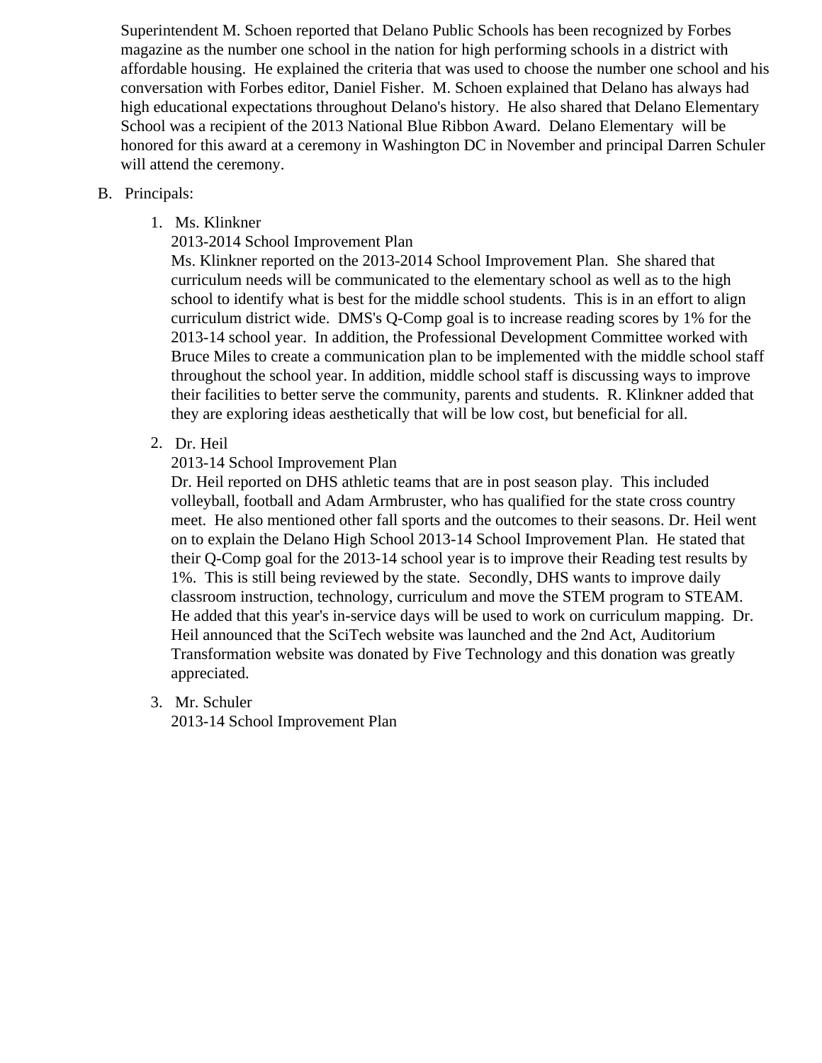Superintendent M. Schoen reported that Delano Public Schools has been recognized by Forbes magazine as the number one school in the nation for high performing schools in a district with affordable housing. He explained the criteria that was used to choose the number one school and his conversation with Forbes editor, Daniel Fisher. M. Schoen explained that Delano has always had high educational expectations throughout Delano's history. He also shared that Delano Elementary School was a recipient of the 2013 National Blue Ribbon Award. Delano Elementary will be honored for this award at a ceremony in Washington DC in November and principal Darren Schuler will attend the ceremony.

B. Principals:

1. Ms. Klinkner
   2013-2014 School Improvement Plan
   Ms. Klinkner reported on the 2013-2014 School Improvement Plan. She shared that curriculum needs will be communicated to the elementary school as well as to the high school to identify what is best for the middle school students. This is in an effort to align curriculum district wide. DMS's Q-Comp goal is to increase reading scores by 1% for the 2013-14 school year. In addition, the Professional Development Committee worked with Bruce Miles to create a communication plan to be implemented with the middle school staff throughout the school year. In addition, middle school staff is discussing ways to improve their facilities to better serve the community, parents and students. R. Klinkner added that they are exploring ideas aesthetically that will be low cost, but beneficial for all.

2. Dr. Heil
   2013-14 School Improvement Plan
   Dr. Heil reported on DHS athletic teams that are in post season play. This included volleyball, football and Adam Armbruster, who has qualified for the state cross country meet. He also mentioned other fall sports and the outcomes to their seasons. Dr. Heil went on to explain the Delano High School 2013-14 School Improvement Plan. He stated that their Q-Comp goal for the 2013-14 school year is to improve their Reading test results by 1%. This is still being reviewed by the state. Secondly, DHS wants to improve daily classroom instruction, technology, curriculum and move the STEM program to STEAM. He added that this year's in-service days will be used to work on curriculum mapping. Dr. Heil announced that the SciTech website was launched and the 2nd Act, Auditorium Transformation website was donated by Five Technology and this donation was greatly appreciated.

3. Mr. Schuler
   2013-14 School Improvement Plan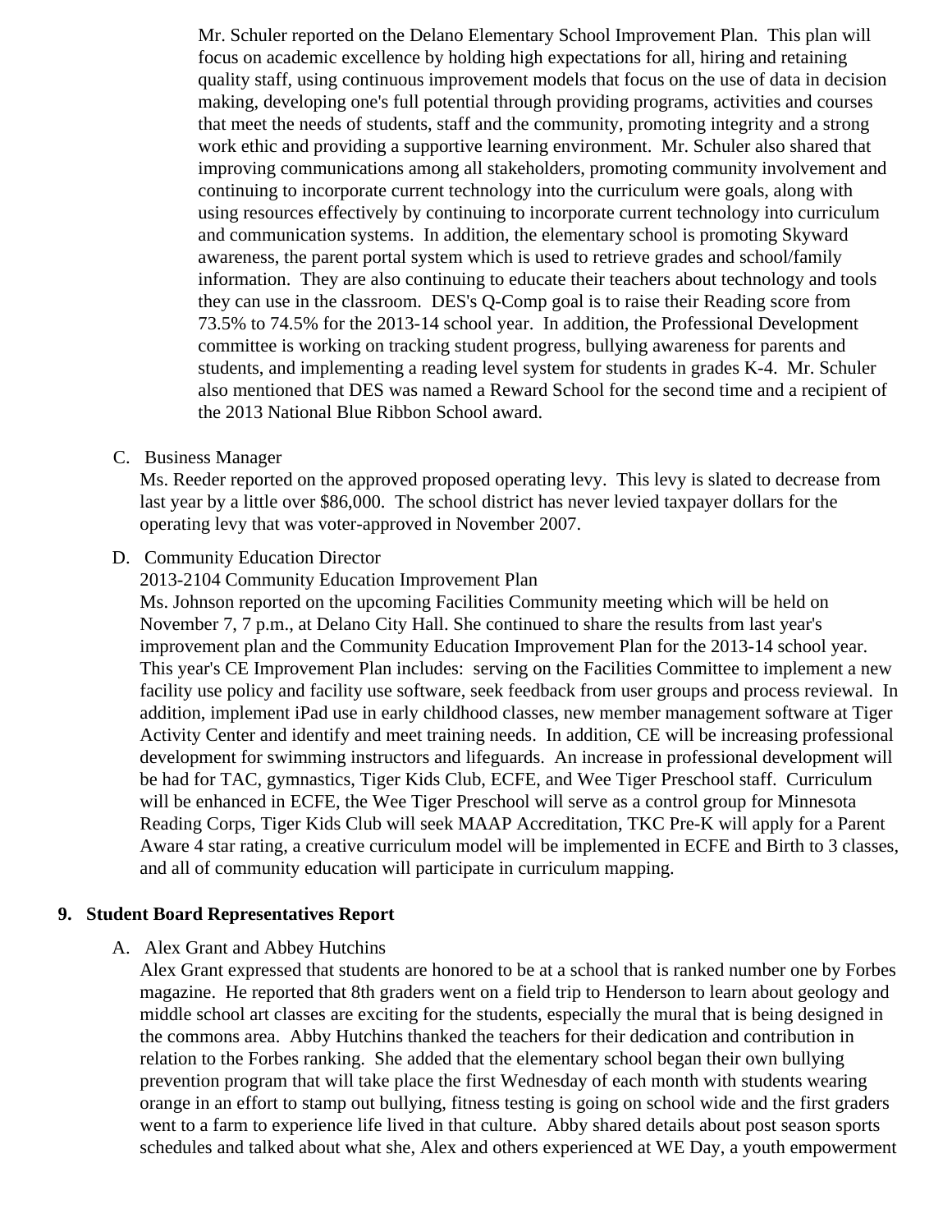Mr. Schuler reported on the Delano Elementary School Improvement Plan. This plan will focus on academic excellence by holding high expectations for all, hiring and retaining quality staff, using continuous improvement models that focus on the use of data in decision making, developing one's full potential through providing programs, activities and courses that meet the needs of students, staff and the community, promoting integrity and a strong work ethic and providing a supportive learning environment. Mr. Schuler also shared that improving communications among all stakeholders, promoting community involvement and continuing to incorporate current technology into the curriculum were goals, along with using resources effectively by continuing to incorporate current technology into curriculum and communication systems. In addition, the elementary school is promoting Skyward awareness, the parent portal system which is used to retrieve grades and school/family information. They are also continuing to educate their teachers about technology and tools they can use in the classroom. DES's Q-Comp goal is to raise their Reading score from 73.5% to 74.5% for the 2013-14 school year. In addition, the Professional Development committee is working on tracking student progress, bullying awareness for parents and students, and implementing a reading level system for students in grades K-4. Mr. Schuler also mentioned that DES was named a Reward School for the second time and a recipient of the 2013 National Blue Ribbon School award.

C. Business Manager

Ms. Reeder reported on the approved proposed operating levy. This levy is slated to decrease from last year by a little over $86,000. The school district has never levied taxpayer dollars for the operating levy that was voter-approved in November 2007.

D. Community Education Director

2013-2104 Community Education Improvement Plan

Ms. Johnson reported on the upcoming Facilities Community meeting which will be held on November 7, 7 p.m., at Delano City Hall. She continued to share the results from last year's improvement plan and the Community Education Improvement Plan for the 2013-14 school year. This year's CE Improvement Plan includes: serving on the Facilities Committee to implement a new facility use policy and facility use software, seek feedback from user groups and process reviewal. In addition, implement iPad use in early childhood classes, new member management software at Tiger Activity Center and identify and meet training needs. In addition, CE will be increasing professional development for swimming instructors and lifeguards. An increase in professional development will be had for TAC, gymnastics, Tiger Kids Club, ECFE, and Wee Tiger Preschool staff. Curriculum will be enhanced in ECFE, the Wee Tiger Preschool will serve as a control group for Minnesota Reading Corps, Tiger Kids Club will seek MAAP Accreditation, TKC Pre-K will apply for a Parent Aware 4 star rating, a creative curriculum model will be implemented in ECFE and Birth to 3 classes, and all of community education will participate in curriculum mapping.

## 9. Student Board Representatives Report

A. Alex Grant and Abbey Hutchins

Alex Grant expressed that students are honored to be at a school that is ranked number one by Forbes magazine. He reported that 8th graders went on a field trip to Henderson to learn about geology and middle school art classes are exciting for the students, especially the mural that is being designed in the commons area. Abby Hutchins thanked the teachers for their dedication and contribution in relation to the Forbes ranking. She added that the elementary school began their own bullying prevention program that will take place the first Wednesday of each month with students wearing orange in an effort to stamp out bullying, fitness testing is going on school wide and the first graders went to a farm to experience life lived in that culture. Abby shared details about post season sports schedules and talked about what she, Alex and others experienced at WE Day, a youth empowerment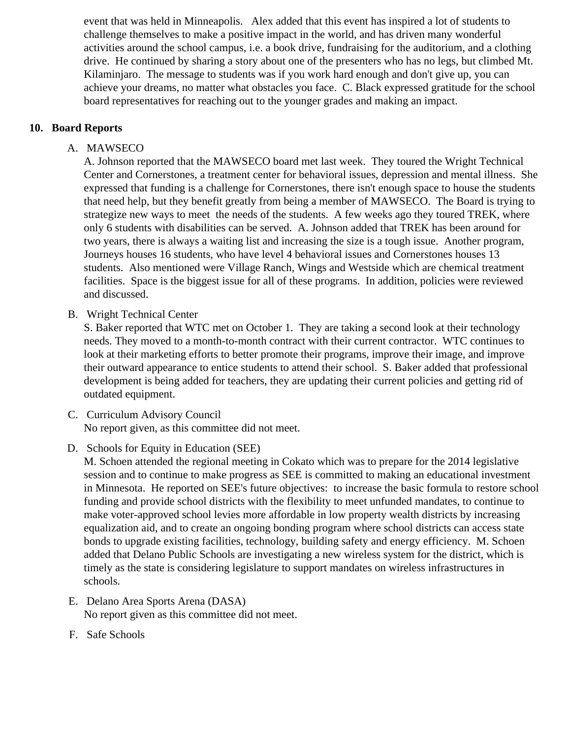event that was held in Minneapolis. Alex added that this event has inspired a lot of students to challenge themselves to make a positive impact in the world, and has driven many wonderful activities around the school campus, i.e. a book drive, fundraising for the auditorium, and a clothing drive. He continued by sharing a story about one of the presenters who has no legs, but climbed Mt. Kilaminjaro. The message to students was if you work hard enough and don't give up, you can achieve your dreams, no matter what obstacles you face. C. Black expressed gratitude for the school board representatives for reaching out to the younger grades and making an impact.

## 10. Board Reports

A. MAWSECO

A. Johnson reported that the MAWSECO board met last week. They toured the Wright Technical Center and Cornerstones, a treatment center for behavioral issues, depression and mental illness. She expressed that funding is a challenge for Cornerstones, there isn't enough space to house the students that need help, but they benefit greatly from being a member of MAWSECO. The Board is trying to strategize new ways to meet the needs of the students. A few weeks ago they toured TREK, where only 6 students with disabilities can be served. A. Johnson added that TREK has been around for two years, there is always a waiting list and increasing the size is a tough issue. Another program, Journeys houses 16 students, who have level 4 behavioral issues and Cornerstones houses 13 students. Also mentioned were Village Ranch, Wings and Westside which are chemical treatment facilities. Space is the biggest issue for all of these programs. In addition, policies were reviewed and discussed.

B. Wright Technical Center

S. Baker reported that WTC met on October 1. They are taking a second look at their technology needs. They moved to a month-to-month contract with their current contractor. WTC continues to look at their marketing efforts to better promote their programs, improve their image, and improve their outward appearance to entice students to attend their school. S. Baker added that professional development is being added for teachers, they are updating their current policies and getting rid of outdated equipment.

C. Curriculum Advisory Council

No report given, as this committee did not meet.

D. Schools for Equity in Education (SEE)

M. Schoen attended the regional meeting in Cokato which was to prepare for the 2014 legislative session and to continue to make progress as SEE is committed to making an educational investment in Minnesota. He reported on SEE's future objectives: to increase the basic formula to restore school funding and provide school districts with the flexibility to meet unfunded mandates, to continue to make voter-approved school levies more affordable in low property wealth districts by increasing equalization aid, and to create an ongoing bonding program where school districts can access state bonds to upgrade existing facilities, technology, building safety and energy efficiency. M. Schoen added that Delano Public Schools are investigating a new wireless system for the district, which is timely as the state is considering legislature to support mandates on wireless infrastructures in schools.

E. Delano Area Sports Arena (DASA)

No report given as this committee did not meet.

F. Safe Schools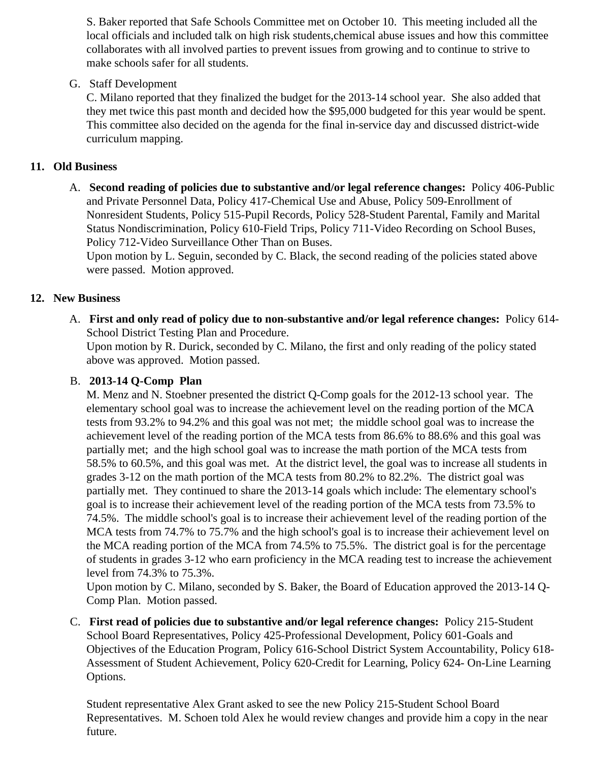S. Baker reported that Safe Schools Committee met on October 10. This meeting included all the local officials and included talk on high risk students,chemical abuse issues and how this committee collaborates with all involved parties to prevent issues from growing and to continue to strive to make schools safer for all students.

G. Staff Development
C. Milano reported that they finalized the budget for the 2013-14 school year. She also added that they met twice this past month and decided how the $95,000 budgeted for this year would be spent. This committee also decided on the agenda for the final in-service day and discussed district-wide curriculum mapping.

## 11. Old Business

A. **Second reading of policies due to substantive and/or legal reference changes:** Policy 406-Public and Private Personnel Data, Policy 417-Chemical Use and Abuse, Policy 509-Enrollment of Nonresident Students, Policy 515-Pupil Records, Policy 528-Student Parental, Family and Marital Status Nondiscrimination, Policy 610-Field Trips, Policy 711-Video Recording on School Buses, Policy 712-Video Surveillance Other Than on Buses.
Upon motion by L. Seguin, seconded by C. Black, the second reading of the policies stated above were passed. Motion approved.

## 12. New Business

A. **First and only read of policy due to non-substantive and/or legal reference changes:** Policy 614-School District Testing Plan and Procedure.
Upon motion by R. Durick, seconded by C. Milano, the first and only reading of the policy stated above was approved. Motion passed.

B. **2013-14 Q-Comp Plan**
M. Menz and N. Stoebner presented the district Q-Comp goals for the 2012-13 school year. The elementary school goal was to increase the achievement level on the reading portion of the MCA tests from 93.2% to 94.2% and this goal was not met; the middle school goal was to increase the achievement level of the reading portion of the MCA tests from 86.6% to 88.6% and this goal was partially met; and the high school goal was to increase the math portion of the MCA tests from 58.5% to 60.5%, and this goal was met. At the district level, the goal was to increase all students in grades 3-12 on the math portion of the MCA tests from 80.2% to 82.2%. The district goal was partially met. They continued to share the 2013-14 goals which include: The elementary school's goal is to increase their achievement level of the reading portion of the MCA tests from 73.5% to 74.5%. The middle school's goal is to increase their achievement level of the reading portion of the MCA tests from 74.7% to 75.7% and the high school's goal is to increase their achievement level on the MCA reading portion of the MCA from 74.5% to 75.5%. The district goal is for the percentage of students in grades 3-12 who earn proficiency in the MCA reading test to increase the achievement level from 74.3% to 75.3%.
Upon motion by C. Milano, seconded by S. Baker, the Board of Education approved the 2013-14 Q-Comp Plan. Motion passed.

C. **First read of policies due to substantive and/or legal reference changes:** Policy 215-Student School Board Representatives, Policy 425-Professional Development, Policy 601-Goals and Objectives of the Education Program, Policy 616-School District System Accountability, Policy 618-Assessment of Student Achievement, Policy 620-Credit for Learning, Policy 624- On-Line Learning Options.

Student representative Alex Grant asked to see the new Policy 215-Student School Board Representatives. M. Schoen told Alex he would review changes and provide him a copy in the near future.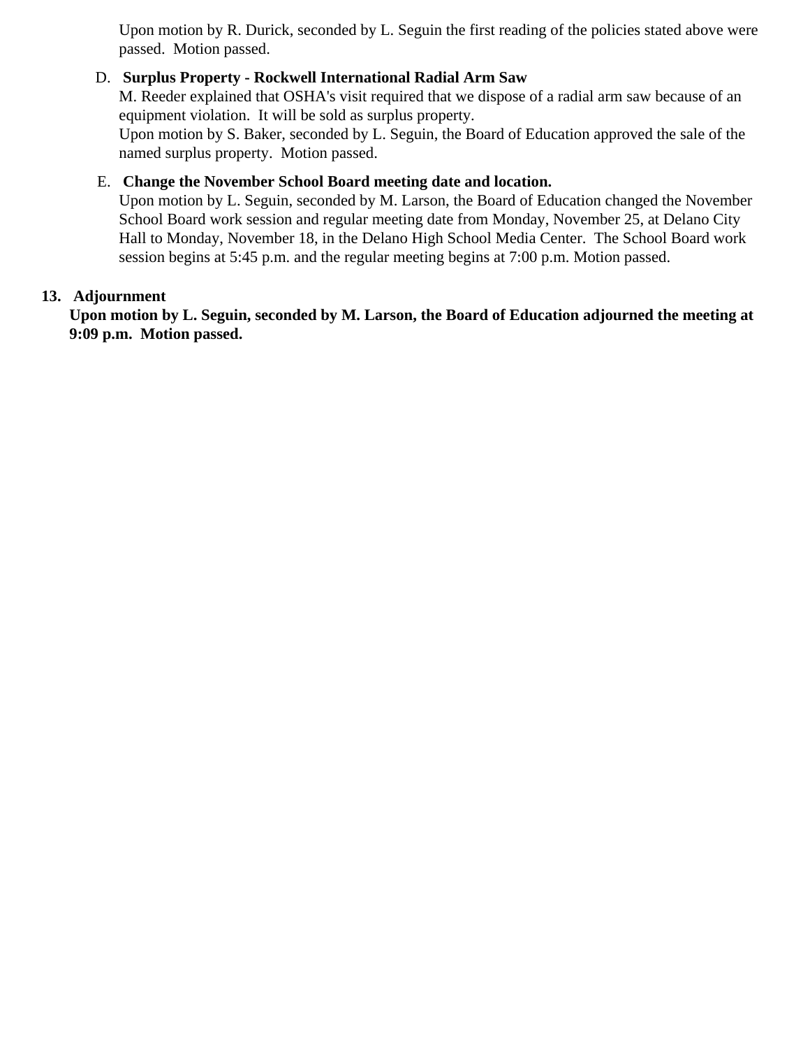Upon motion by R. Durick, seconded by L. Seguin the first reading of the policies stated above were passed. Motion passed.

D. **Surplus Property - Rockwell International Radial Arm Saw**
M. Reeder explained that OSHA's visit required that we dispose of a radial arm saw because of an equipment violation. It will be sold as surplus property.
Upon motion by S. Baker, seconded by L. Seguin, the Board of Education approved the sale of the named surplus property. Motion passed.

E. **Change the November School Board meeting date and location.**
Upon motion by L. Seguin, seconded by M. Larson, the Board of Education changed the November School Board work session and regular meeting date from Monday, November 25, at Delano City Hall to Monday, November 18, in the Delano High School Media Center. The School Board work session begins at 5:45 p.m. and the regular meeting begins at 7:00 p.m. Motion passed.

**13. Adjournment**

**Upon motion by L. Seguin, seconded by M. Larson, the Board of Education adjourned the meeting at 9:09 p.m. Motion passed.**